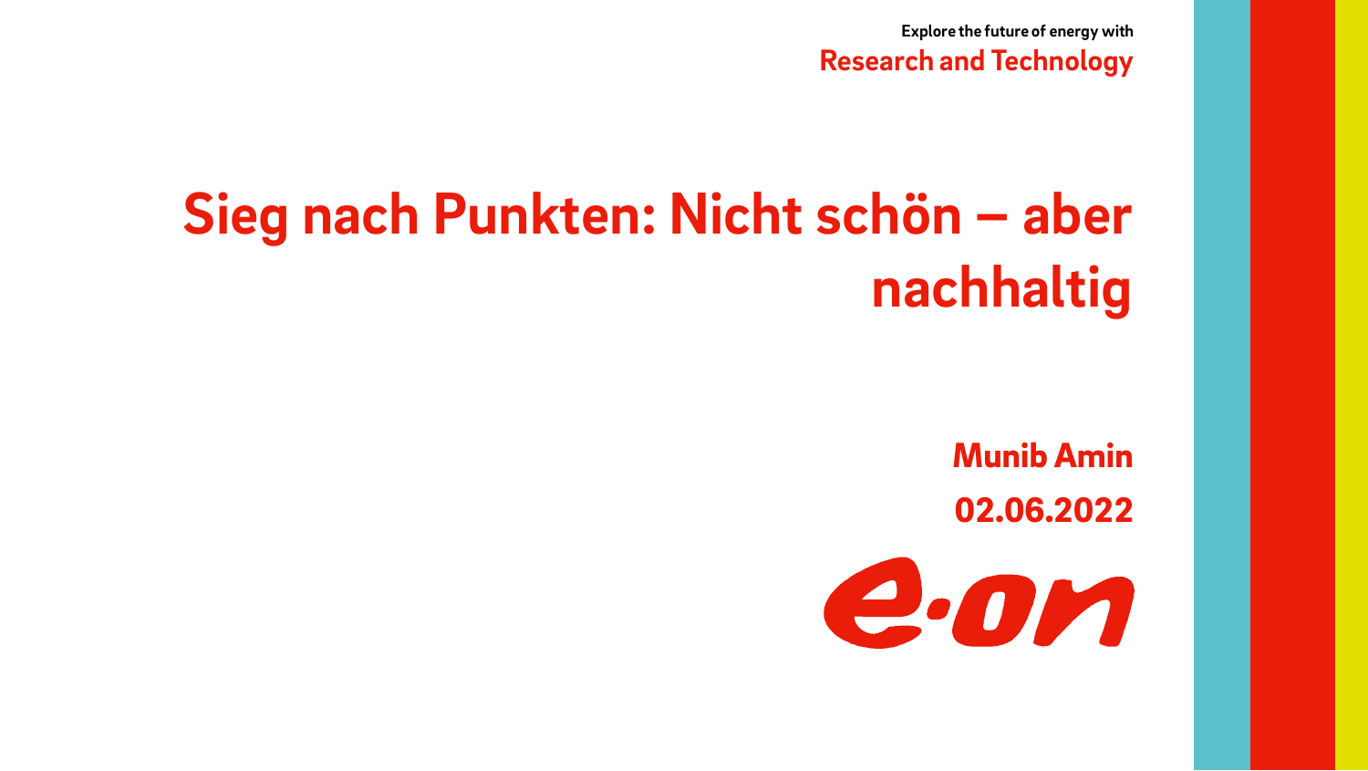Explore the future of energy with

**Research and Technology**

# Sieg nach Punkten: Nicht schön – aber nachhaltig

**Munib Amin**

**02.06.2022**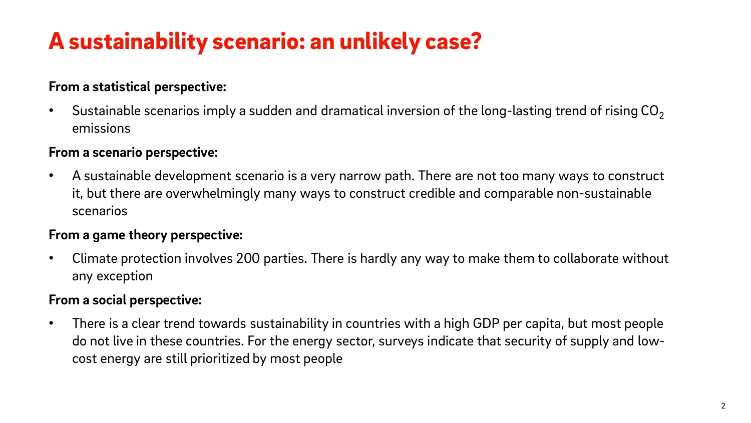# A sustainability scenario: an unlikely case?

**From a statistical perspective:**

- Sustainable scenarios imply a sudden and dramatical inversion of the long-lasting trend of rising $CO_2$ emissions

**From a scenario perspective:**

- A sustainable development scenario is a very narrow path. There are not too many ways to construct it, but there are overwhelmingly many ways to construct credible and comparable non-sustainable scenarios

**From a game theory perspective:**

- Climate protection involves 200 parties. There is hardly any way to make them to collaborate without any exception

**From a social perspective:**

- There is a clear trend towards sustainability in countries with a high GDP per capita, but most people do not live in these countries. For the energy sector, surveys indicate that security of supply and low-cost energy are still prioritized by most people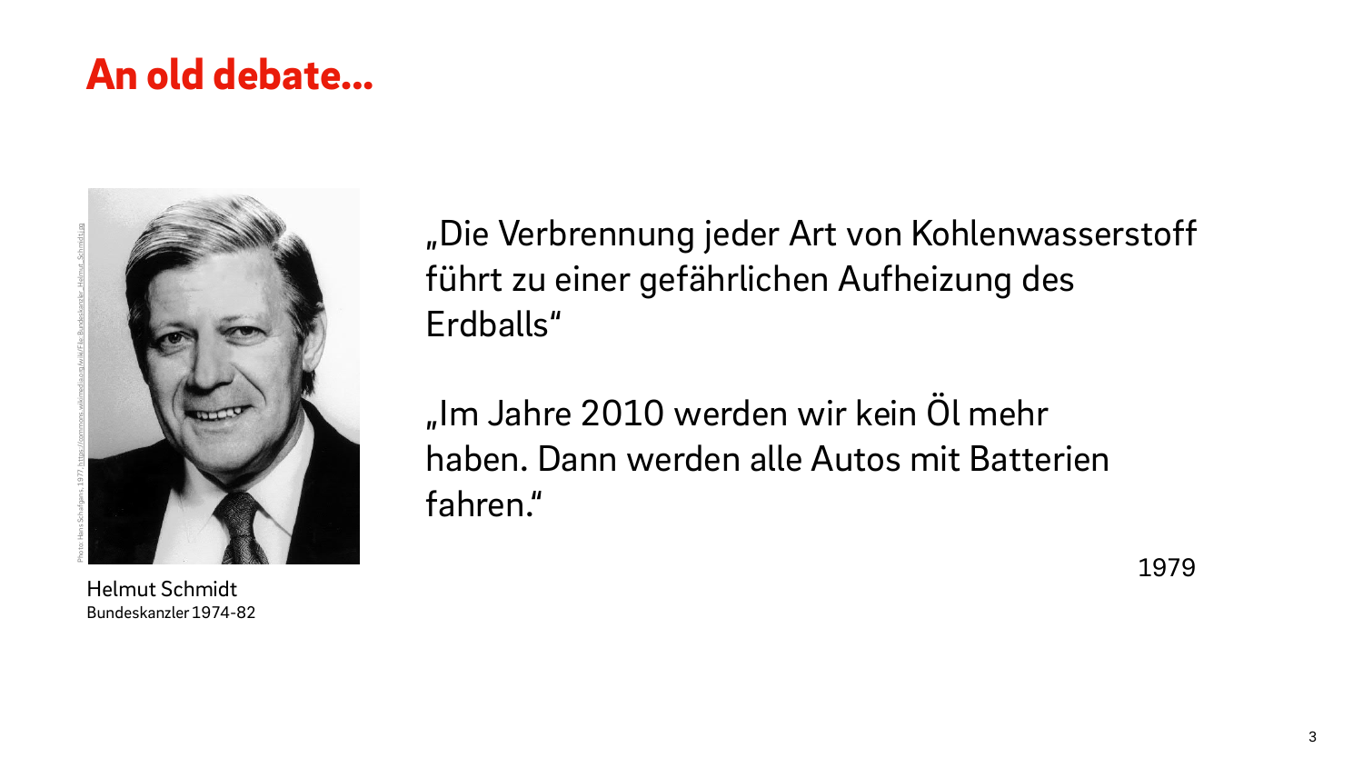# An old debate...

Photo: Hans Schafgans, 1977, https://commons.wikimedia.org/wiki/File:Bundeskanzler_Helmut_Schmidt.jpg

Helmut Schmidt
Bundeskanzler 1974-82

„Die Verbrennung jeder Art von Kohlenwasserstoff führt zu einer gefährlichen Aufheizung des Erdballs"

„Im Jahre 2010 werden wir kein Öl mehr haben. Dann werden alle Autos mit Batterien fahren."

1979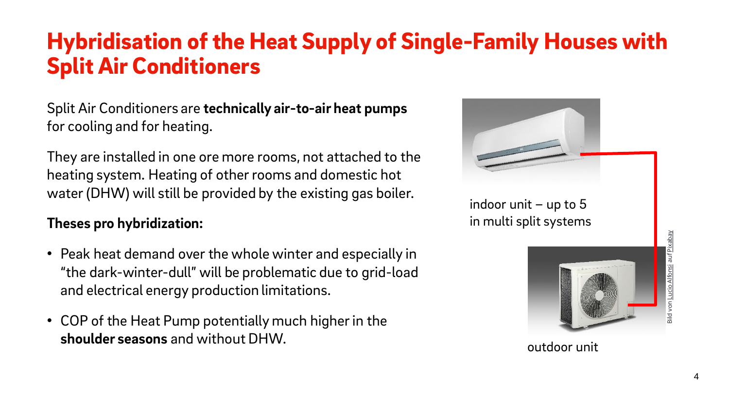# Hybridisation of the Heat Supply of Single-Family Houses with Split Air Conditioners

Split Air Conditioners are **technically air-to-air heat pumps** for cooling and for heating.

They are installed in one ore more rooms, not attached to the heating system. Heating of other rooms and domestic hot water (DHW) will still be provided by the existing gas boiler.

**Theses pro hybridization:**

- Peak heat demand over the whole winter and especially in "the dark-winter-dull" will be problematic due to grid-load and electrical energy production limitations.
- COP of the Heat Pump potentially much higher in the **shoulder seasons** and without DHW.

indoor unit – up to 5 in multi split systems

outdoor unit

Bild von Lucio Alfonsi auf Pixabay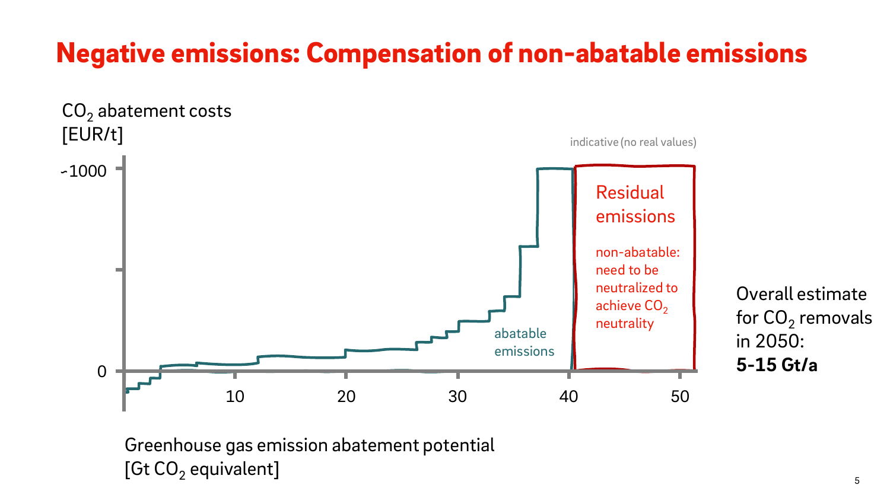# Negative emissions: Compensation of non-abatable emissions

$CO_2$ abatement costs [EUR/t]

indicative (no real values)

~1000

0

10 20 30 40 50

abatable emissions

**Residual emissions**

non-abatable: need to be neutralized to achieve $CO_2$ neutrality

Greenhouse gas emission abatement potential [Gt $CO_2$ equivalent]

Overall estimate for $CO_2$ removals in 2050: **5-15 Gt/a**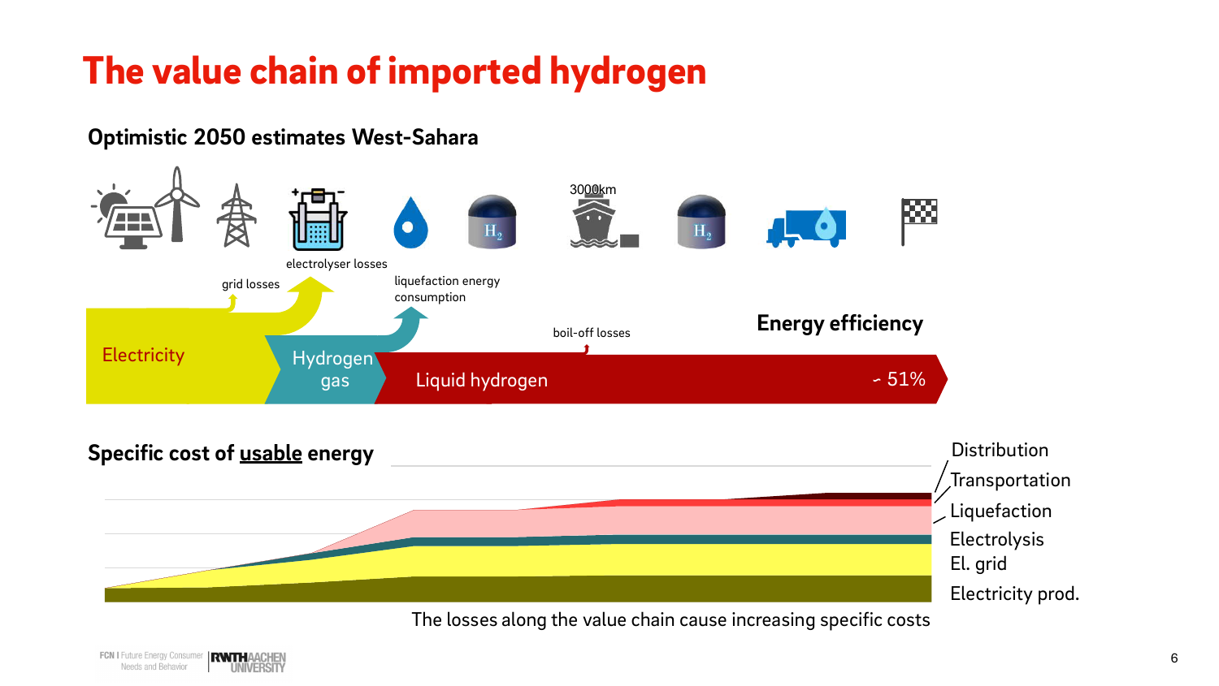# The value chain of imported hydrogen

## Optimistic 2050 estimates West-Sahara

3000km

grid losses

electrolyser losses

liquefaction energy consumption

boil-off losses

Electricity

Hydrogen gas

Liquid hydrogen

**Energy efficiency**

~ 51%

## Specific cost of usable energy

Distribution

Transportation

Liquefaction

Electrolysis

El. grid

Electricity prod.

The losses along the value chain cause increasing specific costs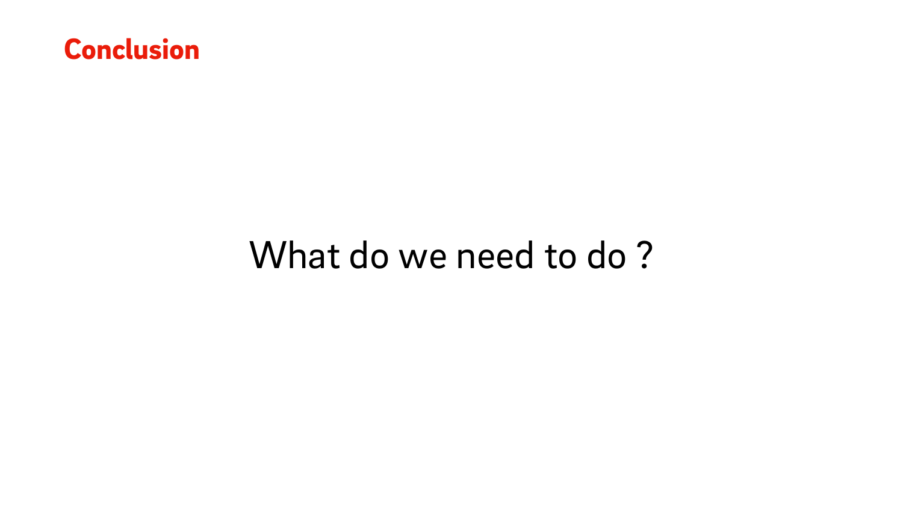# Conclusion

What do we need to do ?